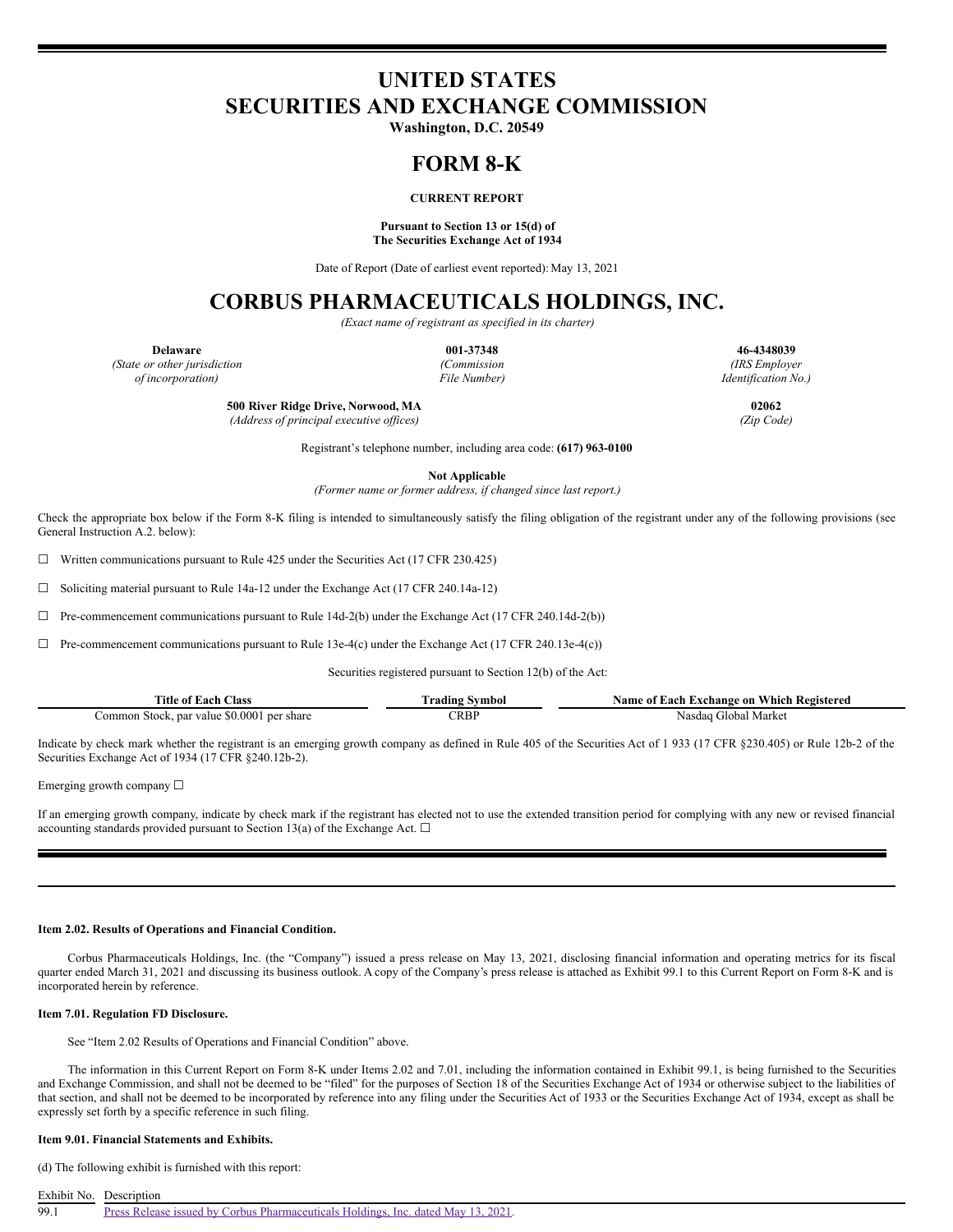# UNITED STATES
# SECURITIES AND EXCHANGE COMMISSION

**Washington, D.C. 20549**

# FORM 8-K

**CURRENT REPORT**

**Pursuant to Section 13 or 15(d) of**
**The Securities Exchange Act of 1934**

Date of Report (Date of earliest event reported): May 13, 2021

# CORBUS PHARMACEUTICALS HOLDINGS, INC.

*(Exact name of registrant as specified in its charter)*

| **Delaware** | **001-37348** | **46-4348039** |
|---|---|---|
| *(State or other jurisdiction of incorporation)* | *(Commission File Number)* | *(IRS Employer Identification No.)* |

| **500 River Ridge Drive, Norwood, MA** | **02062** |
|---|---|
| *(Address of principal executive offices)* | *(Zip Code)* |

Registrant's telephone number, including area code: **(617) 963-0100**

**Not Applicable**
*(Former name or former address, if changed since last report.)*

Check the appropriate box below if the Form 8-K filing is intended to simultaneously satisfy the filing obligation of the registrant under any of the following provisions (see General Instruction A.2. below):

☐ Written communications pursuant to Rule 425 under the Securities Act (17 CFR 230.425)

☐ Soliciting material pursuant to Rule 14a-12 under the Exchange Act (17 CFR 240.14a-12)

☐ Pre-commencement communications pursuant to Rule 14d-2(b) under the Exchange Act (17 CFR 240.14d-2(b))

☐ Pre-commencement communications pursuant to Rule 13e-4(c) under the Exchange Act (17 CFR 240.13e-4(c))

Securities registered pursuant to Section 12(b) of the Act:

| Title of Each Class | Trading Symbol | Name of Each Exchange on Which Registered |
|---|---|---|
| Common Stock, par value $0.0001 per share | CRBP | Nasdaq Global Market |

Indicate by check mark whether the registrant is an emerging growth company as defined in Rule 405 of the Securities Act of 1 933 (17 CFR §230.405) or Rule 12b-2 of the Securities Exchange Act of 1934 (17 CFR §240.12b-2).

Emerging growth company ☐

If an emerging growth company, indicate by check mark if the registrant has elected not to use the extended transition period for complying with any new or revised financial accounting standards provided pursuant to Section 13(a) of the Exchange Act. ☐

---

**Item 2.02. Results of Operations and Financial Condition.**

Corbus Pharmaceuticals Holdings, Inc. (the "Company") issued a press release on May 13, 2021, disclosing financial information and operating metrics for its fiscal quarter ended March 31, 2021 and discussing its business outlook. A copy of the Company's press release is attached as Exhibit 99.1 to this Current Report on Form 8-K and is incorporated herein by reference.

**Item 7.01. Regulation FD Disclosure.**

See "Item 2.02 Results of Operations and Financial Condition" above.

The information in this Current Report on Form 8-K under Items 2.02 and 7.01, including the information contained in Exhibit 99.1, is being furnished to the Securities and Exchange Commission, and shall not be deemed to be "filed" for the purposes of Section 18 of the Securities Exchange Act of 1934 or otherwise subject to the liabilities of that section, and shall not be deemed to be incorporated by reference into any filing under the Securities Act of 1933 or the Securities Exchange Act of 1934, except as shall be expressly set forth by a specific reference in such filing.

**Item 9.01. Financial Statements and Exhibits.**

(d) The following exhibit is furnished with this report:

| Exhibit No. | Description |
|---|---|
| 99.1 | Press Release issued by Corbus Pharmaceuticals Holdings, Inc. dated May 13, 2021. |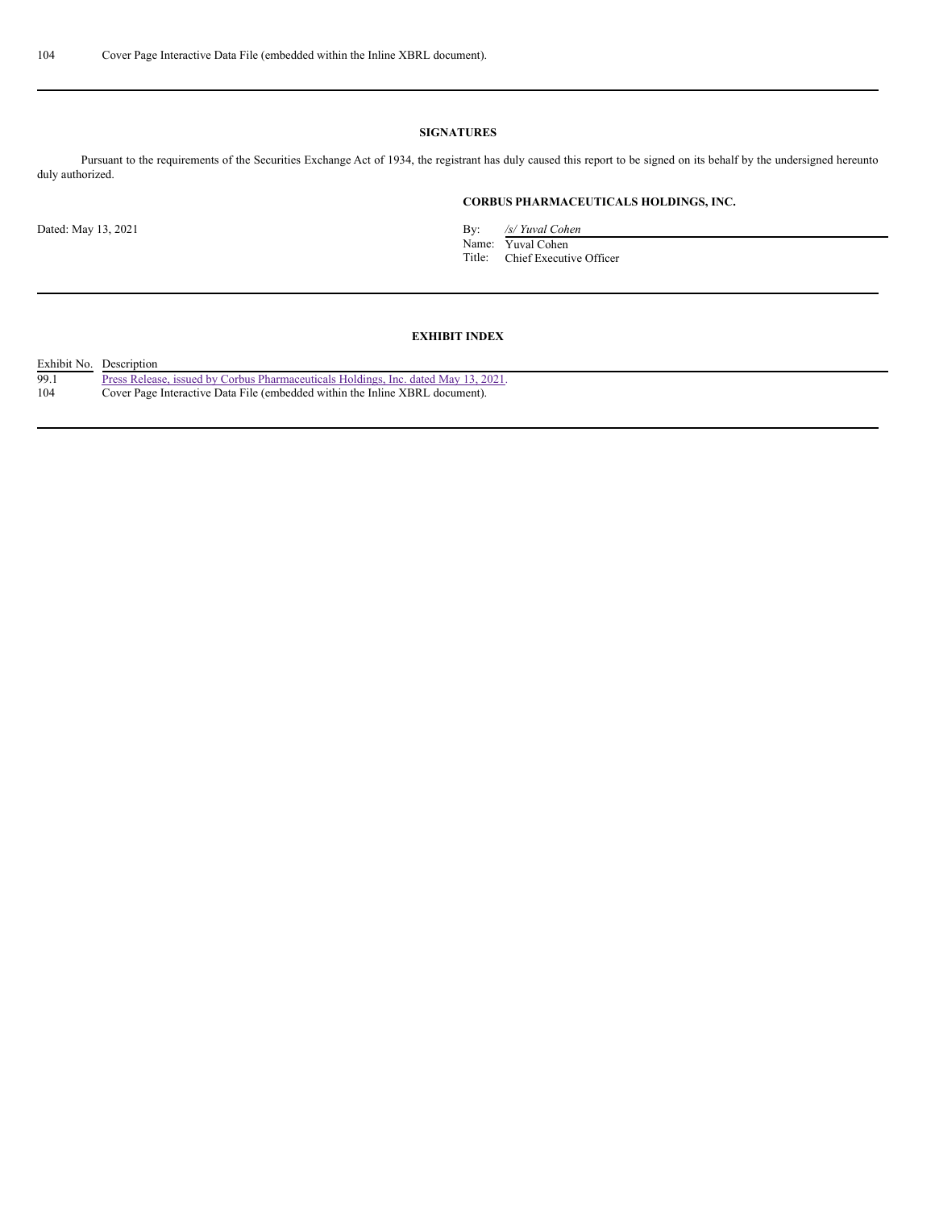| 104 | Cover Page Interactive Data File (embedded within the Inline XBRL document). |
| --- | --- |

**SIGNATURES**

Pursuant to the requirements of the Securities Exchange Act of 1934, the registrant has duly caused this report to be signed on its behalf by the undersigned hereunto duly authorized.

**CORBUS PHARMACEUTICALS HOLDINGS, INC.**

Dated: May 13, 2021

By: */s/ Yuval Cohen*
Name: Yuval Cohen
Title: Chief Executive Officer

**EXHIBIT INDEX**

| Exhibit No. | Description |
| --- | --- |
| 99.1 | Press Release, issued by Corbus Pharmaceuticals Holdings, Inc. dated May 13, 2021. |
| 104 | Cover Page Interactive Data File (embedded within the Inline XBRL document). |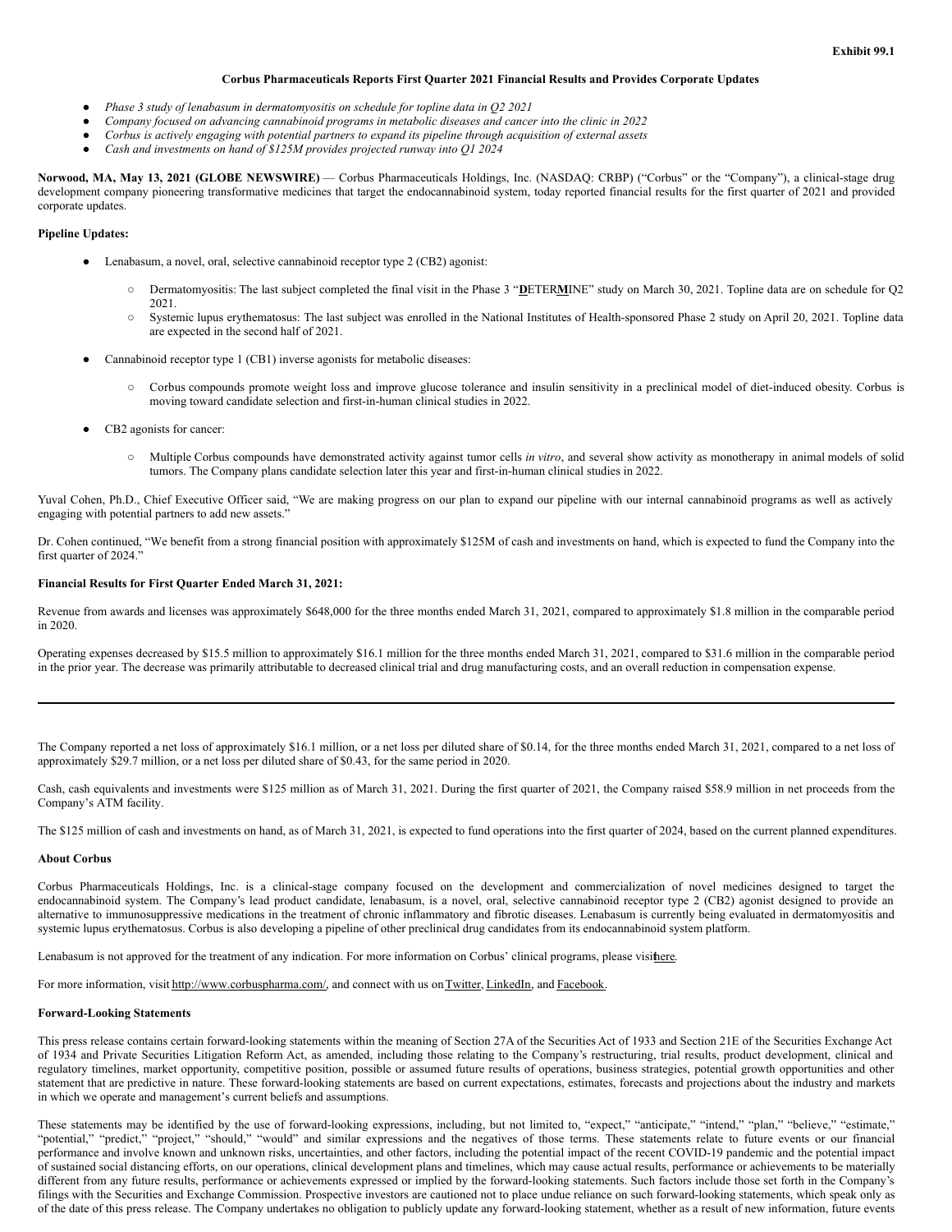**Exhibit 99.1**

**Corbus Pharmaceuticals Reports First Quarter 2021 Financial Results and Provides Corporate Updates**

- *Phase 3 study of lenabasum in dermatomyositis on schedule for topline data in Q2 2021*
- *Company focused on advancing cannabinoid programs in metabolic diseases and cancer into the clinic in 2022*
- *Corbus is actively engaging with potential partners to expand its pipeline through acquisition of external assets*
- *Cash and investments on hand of $125M provides projected runway into Q1 2024*

**Norwood, MA, May 13, 2021 (GLOBE NEWSWIRE)** — Corbus Pharmaceuticals Holdings, Inc. (NASDAQ: CRBP) ("Corbus" or the "Company"), a clinical-stage drug development company pioneering transformative medicines that target the endocannabinoid system, today reported financial results for the first quarter of 2021 and provided corporate updates.

**Pipeline Updates:**

- Lenabasum, a novel, oral, selective cannabinoid receptor type 2 (CB2) agonist:
  - Dermatomyositis: The last subject completed the final visit in the Phase 3 "**D**ETER**M**INE" study on March 30, 2021. Topline data are on schedule for Q2 2021.
  - Systemic lupus erythematosus: The last subject was enrolled in the National Institutes of Health-sponsored Phase 2 study on April 20, 2021. Topline data are expected in the second half of 2021.
- Cannabinoid receptor type 1 (CB1) inverse agonists for metabolic diseases:
  - Corbus compounds promote weight loss and improve glucose tolerance and insulin sensitivity in a preclinical model of diet-induced obesity. Corbus is moving toward candidate selection and first-in-human clinical studies in 2022.
- CB2 agonists for cancer:
  - Multiple Corbus compounds have demonstrated activity against tumor cells *in vitro*, and several show activity as monotherapy in animal models of solid tumors. The Company plans candidate selection later this year and first-in-human clinical studies in 2022.

Yuval Cohen, Ph.D., Chief Executive Officer said, "We are making progress on our plan to expand our pipeline with our internal cannabinoid programs as well as actively engaging with potential partners to add new assets."

Dr. Cohen continued, "We benefit from a strong financial position with approximately $125M of cash and investments on hand, which is expected to fund the Company into the first quarter of 2024."

**Financial Results for First Quarter Ended March 31, 2021:**

Revenue from awards and licenses was approximately $648,000 for the three months ended March 31, 2021, compared to approximately $1.8 million in the comparable period in 2020.

Operating expenses decreased by $15.5 million to approximately $16.1 million for the three months ended March 31, 2021, compared to $31.6 million in the comparable period in the prior year. The decrease was primarily attributable to decreased clinical trial and drug manufacturing costs, and an overall reduction in compensation expense.

---

The Company reported a net loss of approximately $16.1 million, or a net loss per diluted share of $0.14, for the three months ended March 31, 2021, compared to a net loss of approximately $29.7 million, or a net loss per diluted share of $0.43, for the same period in 2020.

Cash, cash equivalents and investments were $125 million as of March 31, 2021. During the first quarter of 2021, the Company raised $58.9 million in net proceeds from the Company's ATM facility.

The $125 million of cash and investments on hand, as of March 31, 2021, is expected to fund operations into the first quarter of 2024, based on the current planned expenditures.

**About Corbus**

Corbus Pharmaceuticals Holdings, Inc. is a clinical-stage company focused on the development and commercialization of novel medicines designed to target the endocannabinoid system. The Company's lead product candidate, lenabasum, is a novel, oral, selective cannabinoid receptor type 2 (CB2) agonist designed to provide an alternative to immunosuppressive medications in the treatment of chronic inflammatory and fibrotic diseases. Lenabasum is currently being evaluated in dermatomyositis and systemic lupus erythematosus. Corbus is also developing a pipeline of other preclinical drug candidates from its endocannabinoid system platform.

Lenabasum is not approved for the treatment of any indication. For more information on Corbus' clinical programs, please visit here.

For more information, visit http://www.corbuspharma.com/, and connect with us on Twitter, LinkedIn, and Facebook.

**Forward-Looking Statements**

This press release contains certain forward-looking statements within the meaning of Section 27A of the Securities Act of 1933 and Section 21E of the Securities Exchange Act of 1934 and Private Securities Litigation Reform Act, as amended, including those relating to the Company's restructuring, trial results, product development, clinical and regulatory timelines, market opportunity, competitive position, possible or assumed future results of operations, business strategies, potential growth opportunities and other statement that are predictive in nature. These forward-looking statements are based on current expectations, estimates, forecasts and projections about the industry and markets in which we operate and management's current beliefs and assumptions.

These statements may be identified by the use of forward-looking expressions, including, but not limited to, "expect," "anticipate," "intend," "plan," "believe," "estimate," "potential," "predict," "project," "should," "would" and similar expressions and the negatives of those terms. These statements relate to future events or our financial performance and involve known and unknown risks, uncertainties, and other factors, including the potential impact of the recent COVID-19 pandemic and the potential impact of sustained social distancing efforts, on our operations, clinical development plans and timelines, which may cause actual results, performance or achievements to be materially different from any future results, performance or achievements expressed or implied by the forward-looking statements. Such factors include those set forth in the Company's filings with the Securities and Exchange Commission. Prospective investors are cautioned not to place undue reliance on such forward-looking statements, which speak only as of the date of this press release. The Company undertakes no obligation to publicly update any forward-looking statement, whether as a result of new information, future events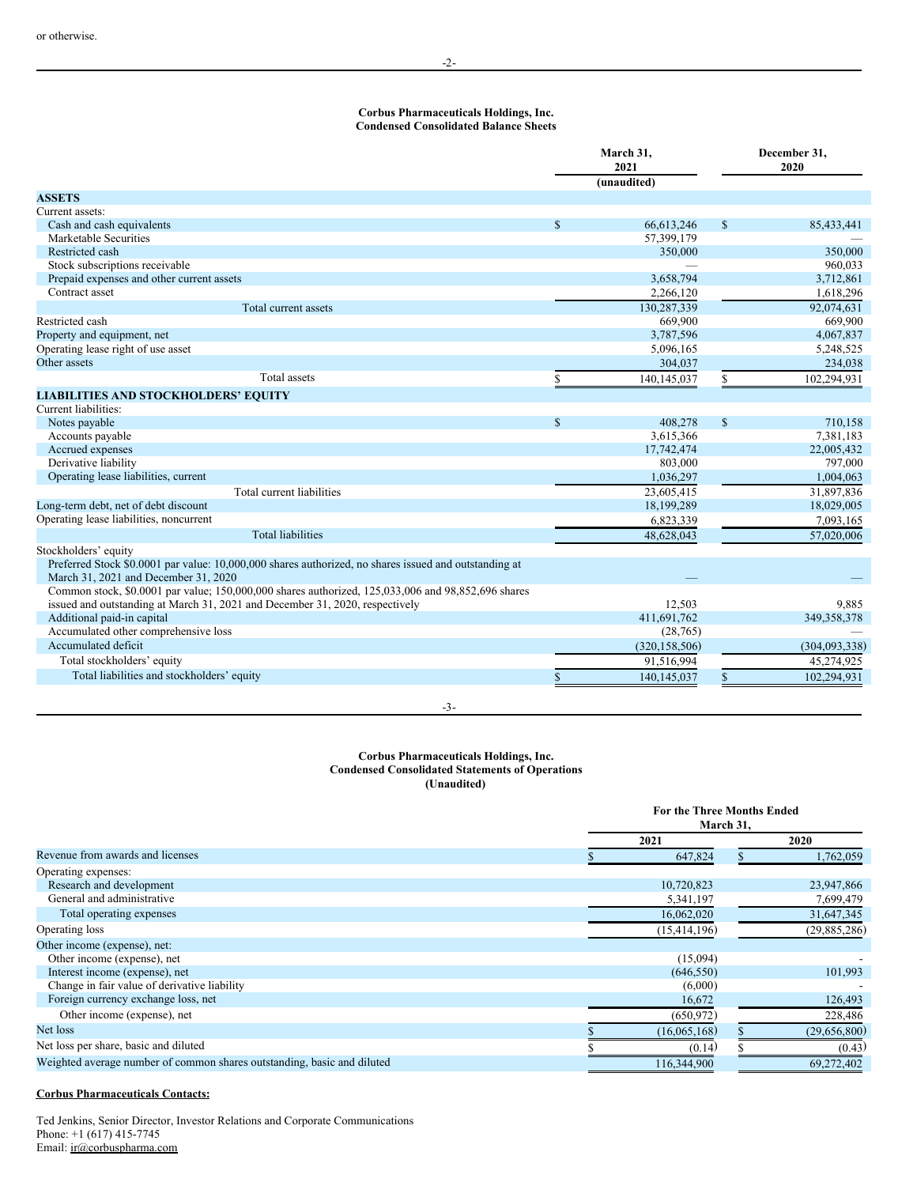or otherwise.

**Corbus Pharmaceuticals Holdings, Inc.**
**Condensed Consolidated Balance Sheets**

| | | March 31, 2021 (unaudited) | | December 31, 2020 |
|---|---|---|---|---|
| **ASSETS** | | | | |
| Current assets: | | | | |
| Cash and cash equivalents | $ | 66,613,246 | $ | 85,433,441 |
| Marketable Securities | | 57,399,179 | | — |
| Restricted cash | | 350,000 | | 350,000 |
| Stock subscriptions receivable | | — | | 960,033 |
| Prepaid expenses and other current assets | | 3,658,794 | | 3,712,861 |
| Contract asset | | 2,266,120 | | 1,618,296 |
| Total current assets | | 130,287,339 | | 92,074,631 |
| Restricted cash | | 669,900 | | 669,900 |
| Property and equipment, net | | 3,787,596 | | 4,067,837 |
| Operating lease right of use asset | | 5,096,165 | | 5,248,525 |
| Other assets | | 304,037 | | 234,038 |
| Total assets | $ | 140,145,037 | $ | 102,294,931 |
| **LIABILITIES AND STOCKHOLDERS' EQUITY** | | | | |
| Current liabilities: | | | | |
| Notes payable | $ | 408,278 | $ | 710,158 |
| Accounts payable | | 3,615,366 | | 7,381,183 |
| Accrued expenses | | 17,742,474 | | 22,005,432 |
| Derivative liability | | 803,000 | | 797,000 |
| Operating lease liabilities, current | | 1,036,297 | | 1,004,063 |
| Total current liabilities | | 23,605,415 | | 31,897,836 |
| Long-term debt, net of debt discount | | 18,199,289 | | 18,029,005 |
| Operating lease liabilities, noncurrent | | 6,823,339 | | 7,093,165 |
| Total liabilities | | 48,628,043 | | 57,020,006 |
| Stockholders' equity | | | | |
| Preferred Stock $0.0001 par value: 10,000,000 shares authorized, no shares issued and outstanding at March 31, 2021 and December 31, 2020 | | — | | — |
| Common stock, $0.0001 par value; 150,000,000 shares authorized, 125,033,006 and 98,852,696 shares issued and outstanding at March 31, 2021 and December 31, 2020, respectively | | 12,503 | | 9,885 |
| Additional paid-in capital | | 411,691,762 | | 349,358,378 |
| Accumulated other comprehensive loss | | (28,765) | | — |
| Accumulated deficit | | (320,158,506) | | (304,093,338) |
| Total stockholders' equity | | 91,516,994 | | 45,274,925 |
| Total liabilities and stockholders' equity | $ | 140,145,037 | $ | 102,294,931 |

**Corbus Pharmaceuticals Holdings, Inc.**
**Condensed Consolidated Statements of Operations**
**(Unaudited)**

| | For the Three Months Ended March 31, | | | |
|---|---|---|---|---|
| | | 2021 | | 2020 |
| Revenue from awards and licenses | $ | 647,824 | $ | 1,762,059 |
| Operating expenses: | | | | |
| Research and development | | 10,720,823 | | 23,947,866 |
| General and administrative | | 5,341,197 | | 7,699,479 |
| Total operating expenses | | 16,062,020 | | 31,647,345 |
| Operating loss | | (15,414,196) | | (29,885,286) |
| Other income (expense), net: | | | | |
| Other income (expense), net | | (15,094) | | - |
| Interest income (expense), net | | (646,550) | | 101,993 |
| Change in fair value of derivative liability | | (6,000) | | - |
| Foreign currency exchange loss, net | | 16,672 | | 126,493 |
| Other income (expense), net | | (650,972) | | 228,486 |
| Net loss | $ | (16,065,168) | $ | (29,656,800) |
| Net loss per share, basic and diluted | $ | (0.14) | $ | (0.43) |
| Weighted average number of common shares outstanding, basic and diluted | | 116,344,900 | | 69,272,402 |

**Corbus Pharmaceuticals Contacts:**

Ted Jenkins, Senior Director, Investor Relations and Corporate Communications
Phone: +1 (617) 415-7745
Email: ir@corbuspharma.com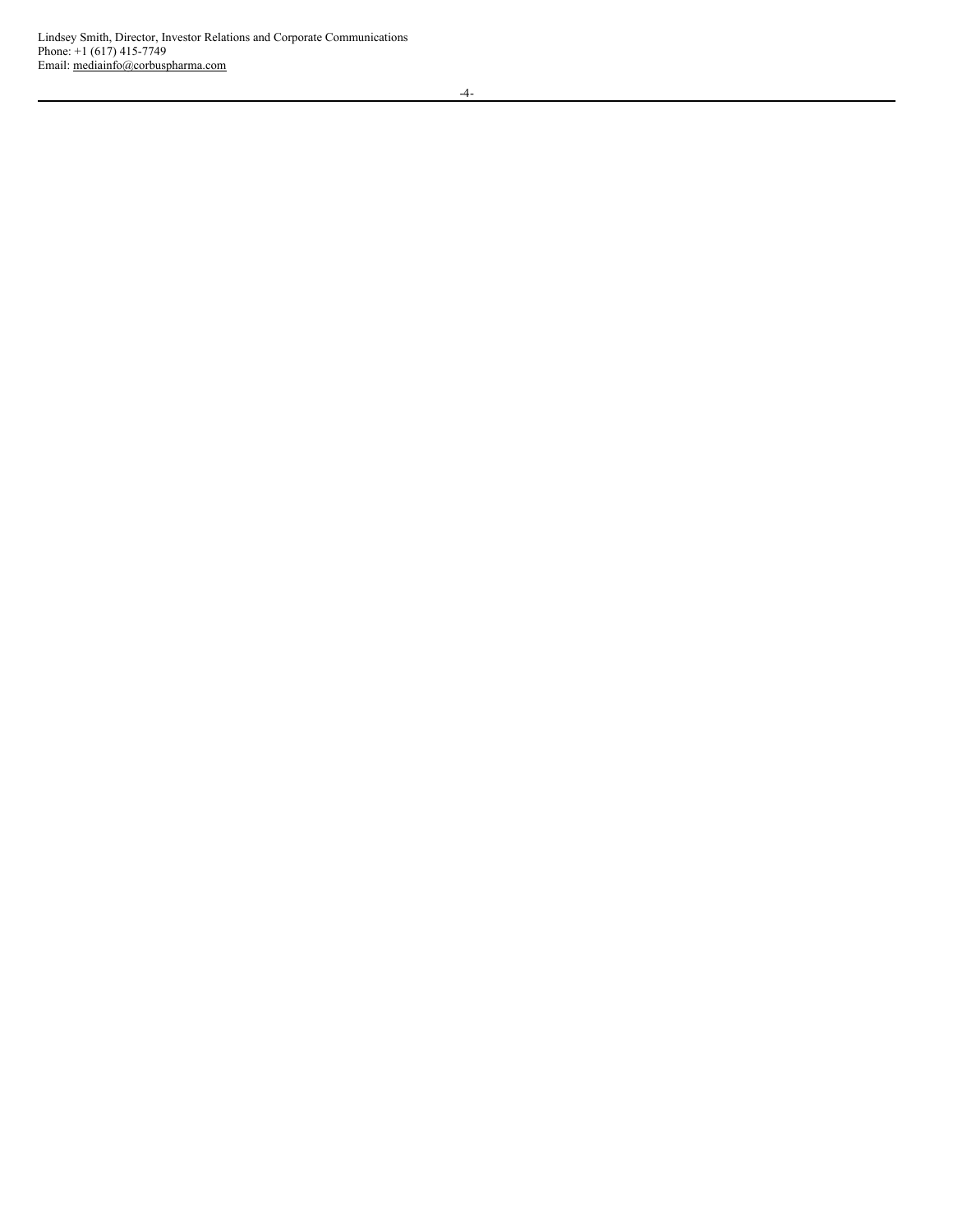Lindsey Smith, Director, Investor Relations and Corporate Communications
Phone: +1 (617) 415-7749
Email: mediainfo@corbuspharma.com